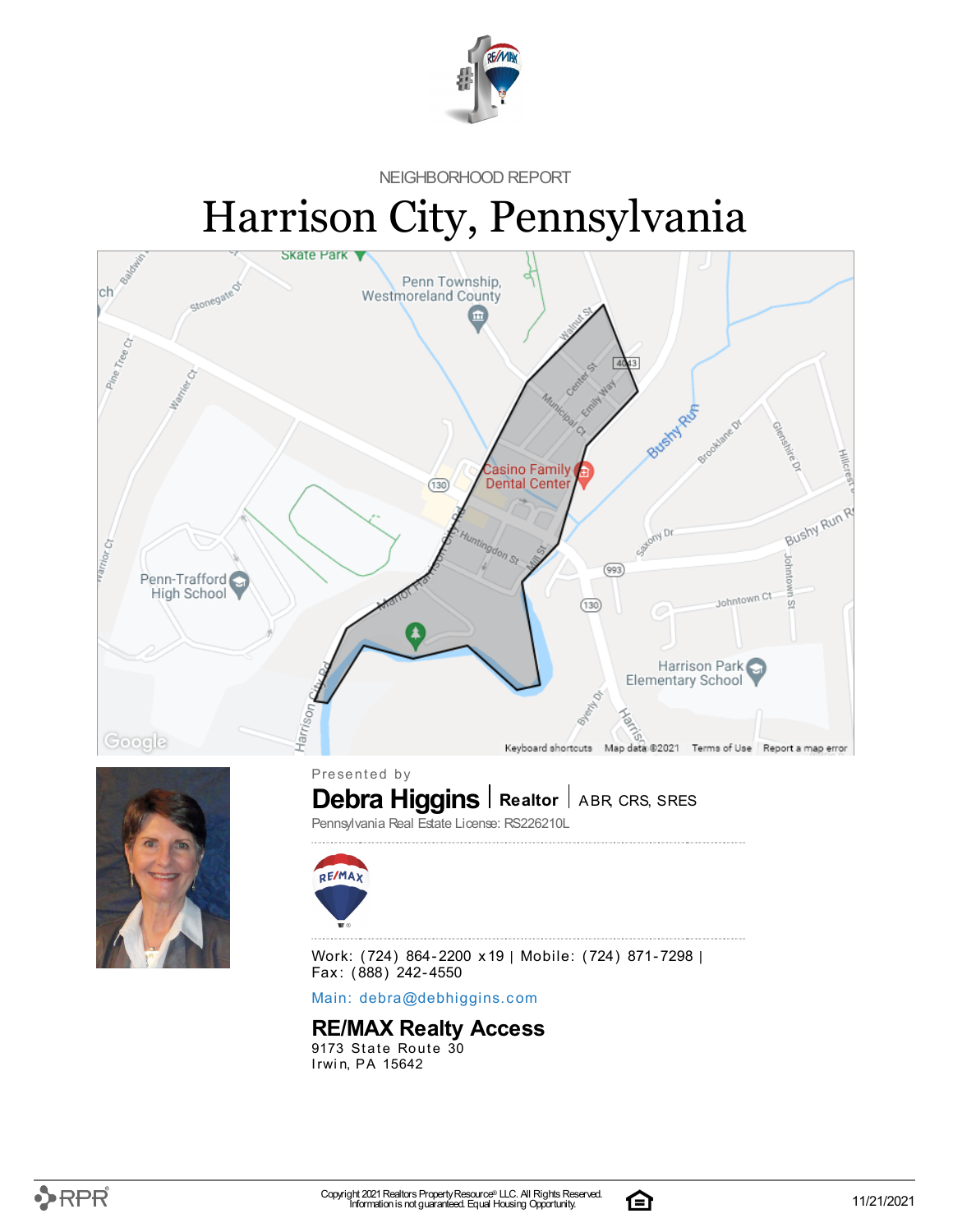NEIGHBORHOOD REPORT

# Harrison City, Pennsylvania

Presented by

**Debra Higgins** | **Realtor** | ABR, CRS, SRES

Pennsylvania Real Estate License: RS226210L

Work: (724) 864-2200 x19 | Mobile: (724) 871-7298 | Fax: (888) 242-4550

Main: debra@debhiggins.com

**RE/MAX Realty Access**

9173 State Route 30
Irwin, PA 15642

Copyright 2021 Realtors Property Resource® LLC. All Rights Reserved.
Information is not guaranteed. Equal Housing Opportunity.

11/21/2021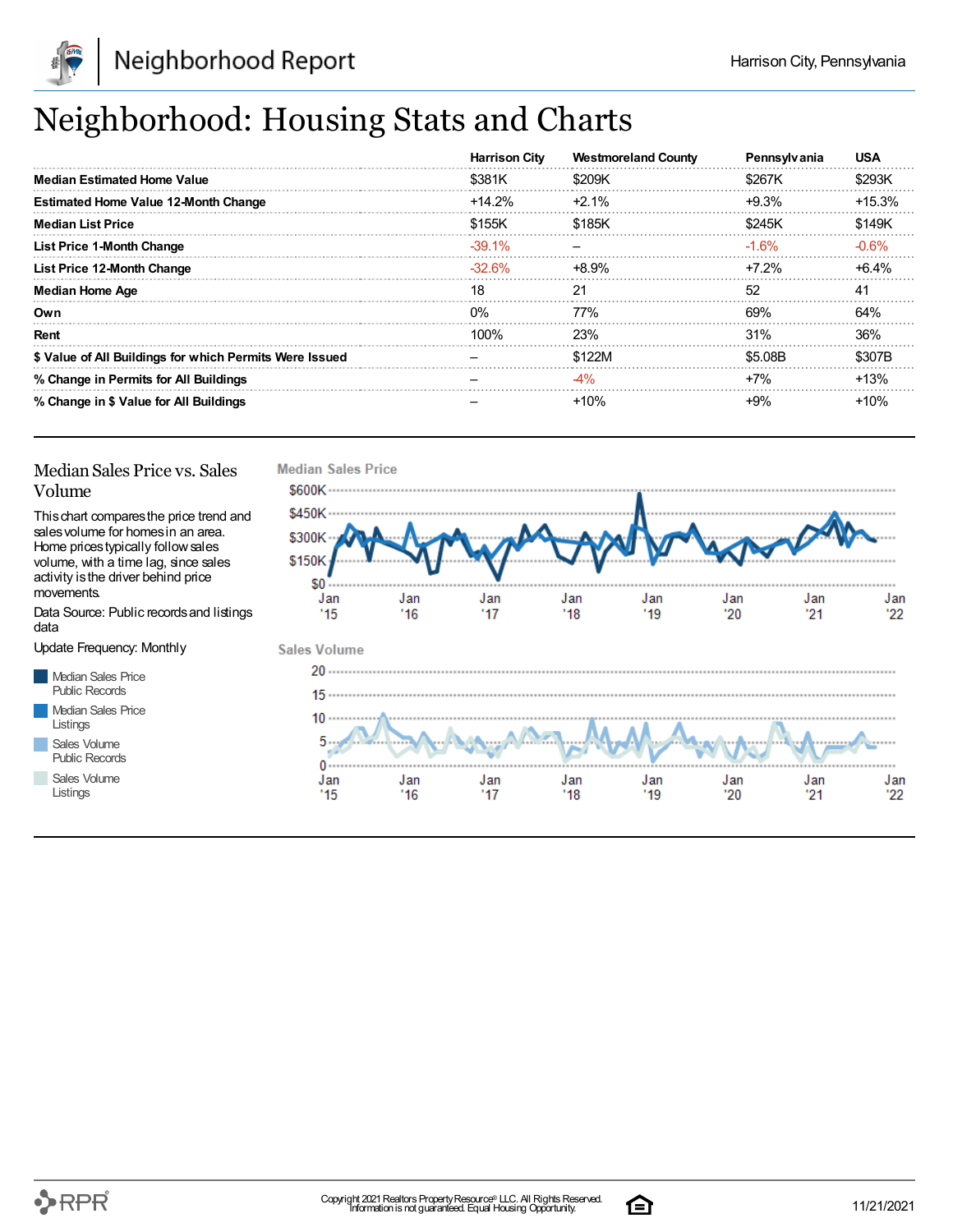# Neighborhood: Housing Stats and Charts

| | Harrison City | Westmoreland County | Pennsylvania | USA |
|---|---|---|---|---|
| **Median Estimated Home Value** | $381K | $209K | $267K | $293K |
| **Estimated Home Value 12-Month Change** | +14.2% | +2.1% | +9.3% | +15.3% |
| **Median List Price** | $155K | $185K | $245K | $149K |
| **List Price 1-Month Change** | -39.1% | – | -1.6% | -0.6% |
| **List Price 12-Month Change** | -32.6% | +8.9% | +7.2% | +6.4% |
| **Median Home Age** | 18 | 21 | 52 | 41 |
| **Own** | 0% | 77% | 69% | 64% |
| **Rent** | 100% | 23% | 31% | 36% |
| **$ Value of All Buildings for which Permits Were Issued** | – | $122M | $5.08B | $307B |
| **% Change in Permits for All Buildings** | – | -4% | +7% | +13% |
| **% Change in $ Value for All Buildings** | – | +10% | +9% | +10% |

## Median Sales Price vs. Sales Volume

This chart compares the price trend and sales volume for homes in an area. Home prices typically follow sales volume, with a time lag, since sales activity is the driver behind price movements.

Data Source: Public records and listings data

Update Frequency: Monthly

- Median Sales Price Public Records
- Median Sales Price Listings
- Sales Volume Public Records
- Sales Volume Listings

**Median Sales Price**

$600K, $450K, $300K, $150K, $0

Jan '15, Jan '16, Jan '17, Jan '18, Jan '19, Jan '20, Jan '21, Jan '22

**Sales Volume**

20, 15, 10, 5, 0

Jan '15, Jan '16, Jan '17, Jan '18, Jan '19, Jan '20, Jan '21, Jan '22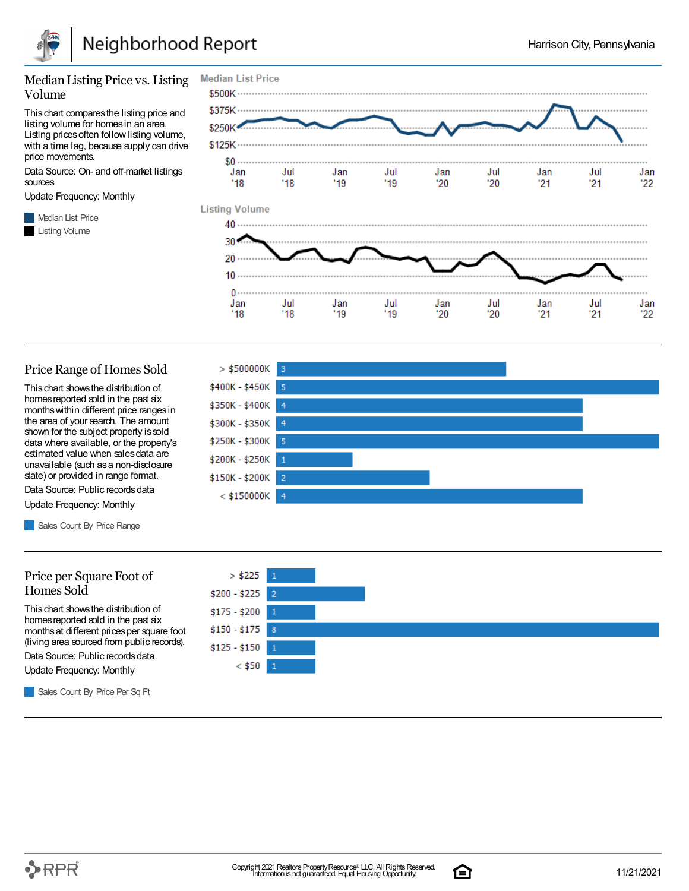# Neighborhood Report

Harrison City, Pennsylvania

## Median Listing Price vs. Listing Volume

This chart compares the listing price and listing volume for homes in an area. Listing prices often follow listing volume, with a time lag, because supply can drive price movements.

Data Source: On- and off-market listings sources

Update Frequency: Monthly

- Median List Price
- Listing Volume

**Median List Price**

**Listing Volume**

## Price Range of Homes Sold

This chart shows the distribution of homes reported sold in the past six months within different price ranges in the area of your search. The amount shown for the subject property is sold data where available, or the property's estimated value when sales data are unavailable (such as a non-disclosure state) or provided in range format.

Data Source: Public records data

Update Frequency: Monthly

- Sales Count By Price Range

| Price Range | Sales Count |
|---|---|
| > $500000K | 3 |
| $400K - $450K | 5 |
| $350K - $400K | 4 |
| $300K - $350K | 4 |
| $250K - $300K | 5 |
| $200K - $250K | 1 |
| $150K - $200K | 2 |
| < $150000K | 4 |

## Price per Square Foot of Homes Sold

This chart shows the distribution of homes reported sold in the past six months at different prices per square foot (living area sourced from public records).

Data Source: Public records data

Update Frequency: Monthly

- Sales Count By Price Per Sq Ft

| Price Per Sq Ft | Sales Count |
|---|---|
| > $225 | 1 |
| $200 - $225 | 2 |
| $175 - $200 | 1 |
| $150 - $175 | 8 |
| $125 - $150 | 1 |
| < $50 | 1 |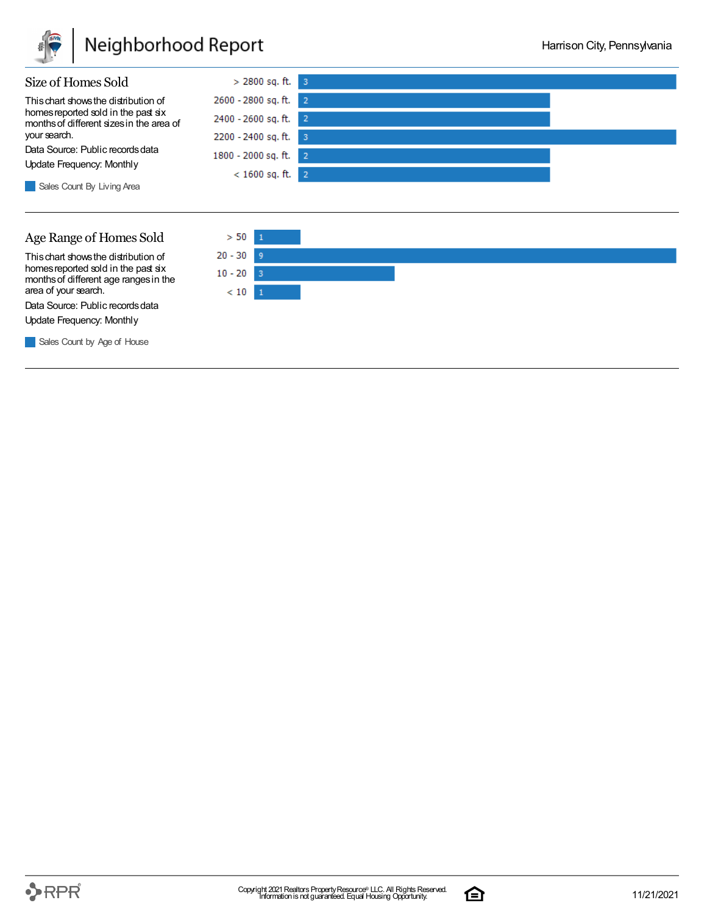## Size of Homes Sold

This chart shows the distribution of homes reported sold in the past six months of different sizes in the area of your search.

Data Source: Public records data

Update Frequency: Monthly

| Living Area | Sales Count By Living Area |
|---|---|
| > 2800 sq. ft. | 3 |
| 2600 - 2800 sq. ft. | 2 |
| 2400 - 2600 sq. ft. | 2 |
| 2200 - 2400 sq. ft. | 3 |
| 1800 - 2000 sq. ft. | 2 |
| < 1600 sq. ft. | 2 |

## Age Range of Homes Sold

This chart shows the distribution of homes reported sold in the past six months of different age ranges in the area of your search.

Data Source: Public records data

Update Frequency: Monthly

| Age of House | Sales Count by Age of House |
|---|---|
| > 50 | 1 |
| 20 - 30 | 9 |
| 10 - 20 | 3 |
| < 10 | 1 |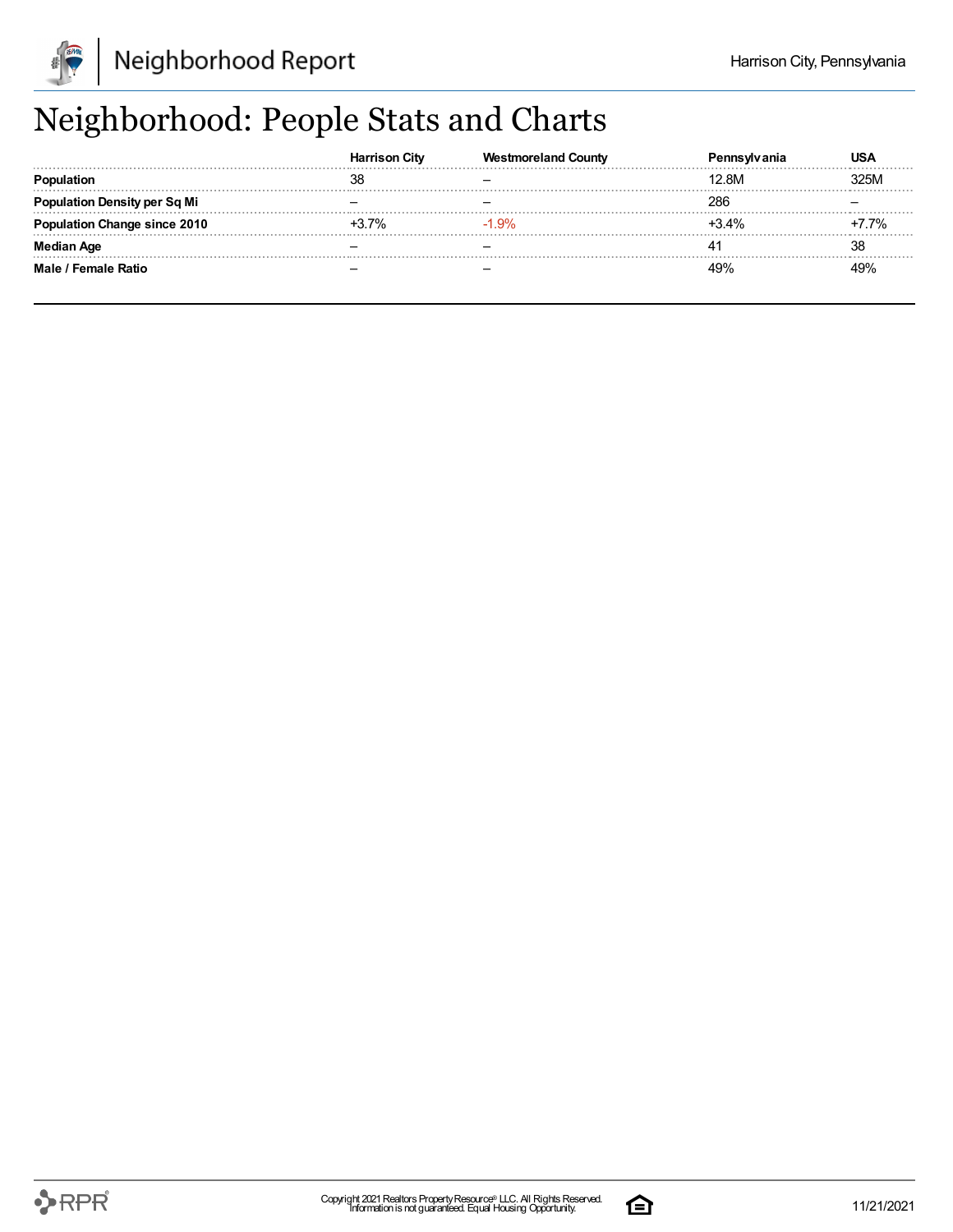# Neighborhood: People Stats and Charts

| | Harrison City | Westmoreland County | Pennsylvania | USA |
|---|---|---|---|---|
| **Population** | 38 | – | 12.8M | 325M |
| **Population Density per Sq Mi** | – | – | 286 | – |
| **Population Change since 2010** | +3.7% | -1.9% | +3.4% | +7.7% |
| **Median Age** | – | – | 41 | 38 |
| **Male / Female Ratio** | – | – | 49% | 49% |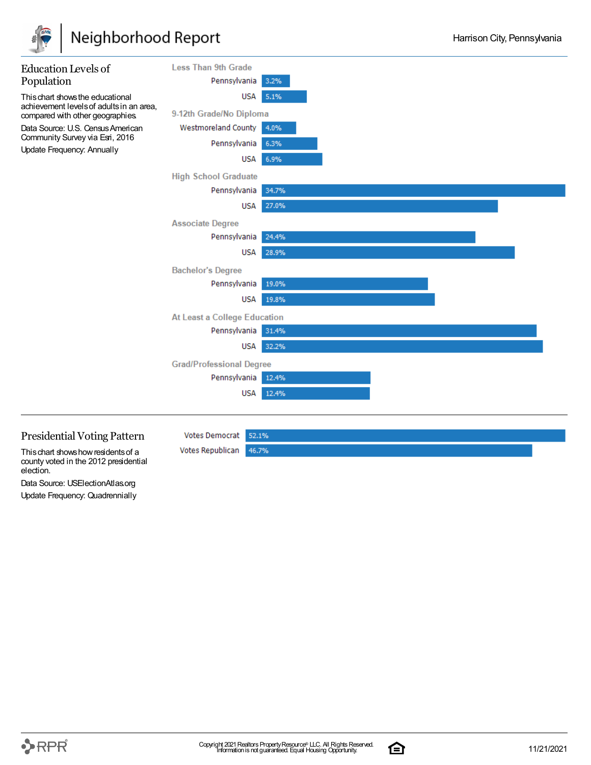## Education Levels of Population

This chart shows the educational achievement levels of adults in an area, compared with other geographies.

Data Source: U.S. Census American Community Survey via Esri, 2016

Update Frequency: Annually

| Category | Geography | Percent |
|---|---|---|
| Less Than 9th Grade | Pennsylvania | 3.2% |
| | USA | 5.1% |
| 9-12th Grade/No Diploma | Westmoreland County | 4.0% |
| | Pennsylvania | 6.3% |
| | USA | 6.9% |
| High School Graduate | Pennsylvania | 34.7% |
| | USA | 27.0% |
| Associate Degree | Pennsylvania | 24.4% |
| | USA | 28.9% |
| Bachelor's Degree | Pennsylvania | 19.0% |
| | USA | 19.8% |
| At Least a College Education | Pennsylvania | 31.4% |
| | USA | 32.2% |
| Grad/Professional Degree | Pennsylvania | 12.4% |
| | USA | 12.4% |

## Presidential Voting Pattern

This chart shows how residents of a county voted in the 2012 presidential election.

Data Source: USElectionAtlas.org

Update Frequency: Quadrennially

| Vote | Percent |
|---|---|
| Votes Democrat | 52.1% |
| Votes Republican | 46.7% |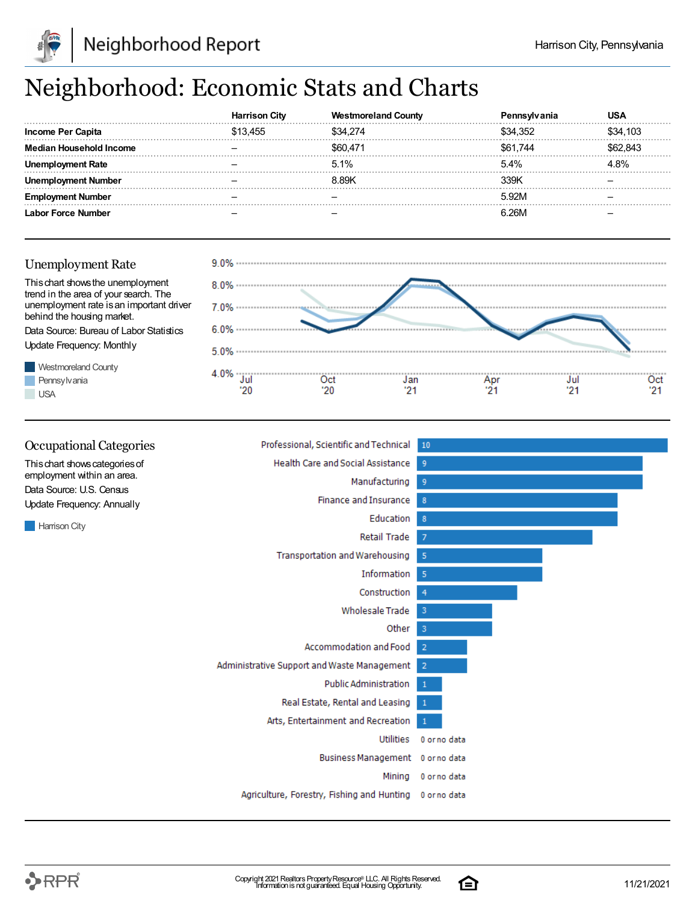# Neighborhood: Economic Stats and Charts

| | Harrison City | Westmoreland County | Pennsylvania | USA |
|---|---|---|---|---|
| **Income Per Capita** | $13,455 | $34,274 | $34,352 | $34,103 |
| **Median Household Income** | – | $60,471 | $61,744 | $62,843 |
| **Unemployment Rate** | – | 5.1% | 5.4% | 4.8% |
| **Unemployment Number** | – | 8.89K | 339K | – |
| **Employment Number** | – | – | 5.92M | – |
| **Labor Force Number** | – | – | 6.26M | – |

## Unemployment Rate

This chart shows the unemployment trend in the area of your search. The unemployment rate is an important driver behind the housing market.

Data Source: Bureau of Labor Statistics

Update Frequency: Monthly

Westmoreland County

Pennsylvania

USA

## Occupational Categories

This chart shows categories of employment within an area.

Data Source: U.S. Census

Update Frequency: Annually

Harrison City

| Category | Harrison City |
|---|---|
| Professional, Scientific and Technical | 10 |
| Health Care and Social Assistance | 9 |
| Manufacturing | 9 |
| Finance and Insurance | 8 |
| Education | 8 |
| Retail Trade | 7 |
| Transportation and Warehousing | 5 |
| Information | 5 |
| Construction | 4 |
| Wholesale Trade | 3 |
| Other | 3 |
| Accommodation and Food | 2 |
| Administrative Support and Waste Management | 2 |
| Public Administration | 1 |
| Real Estate, Rental and Leasing | 1 |
| Arts, Entertainment and Recreation | 1 |
| Utilities | 0 or no data |
| Business Management | 0 or no data |
| Mining | 0 or no data |
| Agriculture, Forestry, Fishing and Hunting | 0 or no data |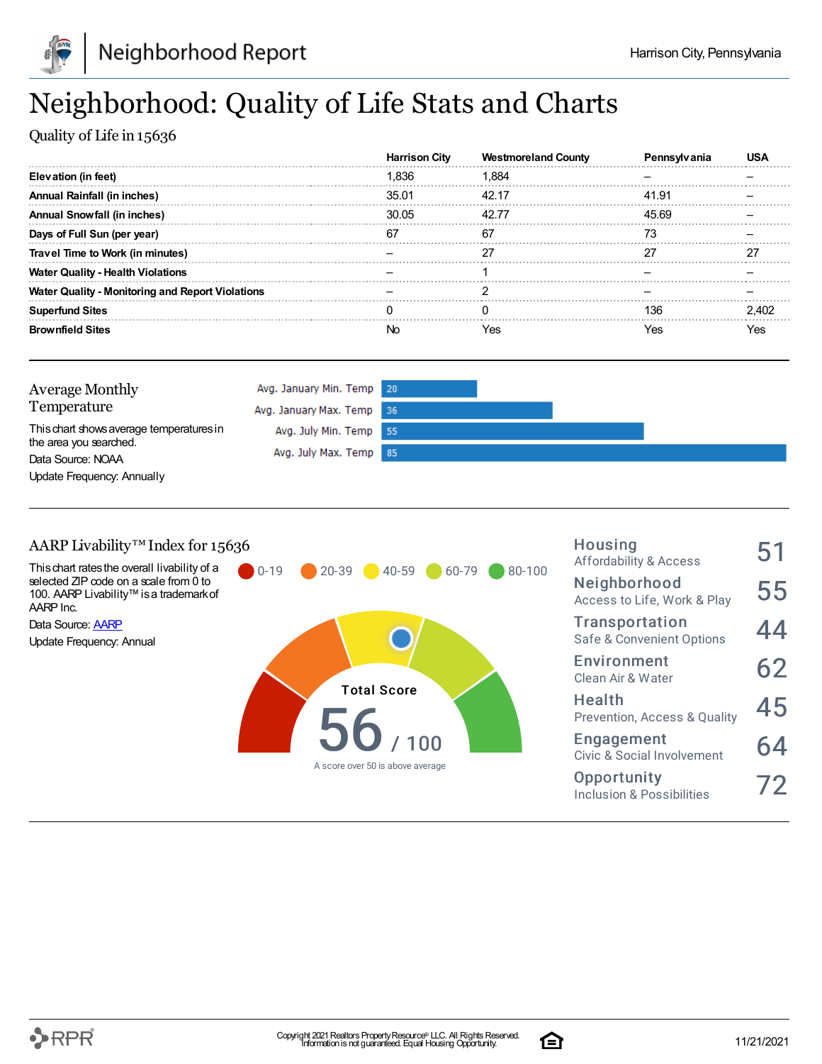# Neighborhood: Quality of Life Stats and Charts

Quality of Life in 15636

| | Harrison City | Westmoreland County | Pennsylvania | USA |
|---|---|---|---|---|
| **Elevation (in feet)** | 1,836 | 1,884 | – | – |
| **Annual Rainfall (in inches)** | 35.01 | 42.17 | 41.91 | – |
| **Annual Snowfall (in inches)** | 30.05 | 42.77 | 45.69 | – |
| **Days of Full Sun (per year)** | 67 | 67 | 73 | – |
| **Travel Time to Work (in minutes)** | – | 27 | 27 | 27 |
| **Water Quality - Health Violations** | – | 1 | – | – |
| **Water Quality - Monitoring and Report Violations** | – | 2 | – | – |
| **Superfund Sites** | 0 | 0 | 136 | 2,402 |
| **Brownfield Sites** | No | Yes | Yes | Yes |

## Average Monthly Temperature

This chart shows average temperatures in the area you searched.

Data Source: NOAA

Update Frequency: Annually

| | |
|---|---|
| Avg. January Min. Temp | 20 |
| Avg. January Max. Temp | 36 |
| Avg. July Min. Temp | 55 |
| Avg. July Max. Temp | 85 |

## AARP Livability™ Index for 15636

This chart rates the overall livability of a selected ZIP code on a scale from 0 to 100. AARP Livability™ is a trademark of AARP Inc.

Data Source: AARP

Update Frequency: Annual

0-19 | 20-39 | 40-59 | 60-79 | 80-100

Total Score **56** / 100

A score over 50 is above average

| Category | Score |
|---|---|
| **Housing** Affordability & Access | 51 |
| **Neighborhood** Access to Life, Work & Play | 55 |
| **Transportation** Safe & Convenient Options | 44 |
| **Environment** Clean Air & Water | 62 |
| **Health** Prevention, Access & Quality | 45 |
| **Engagement** Civic & Social Involvement | 64 |
| **Opportunity** Inclusion & Possibilities | 72 |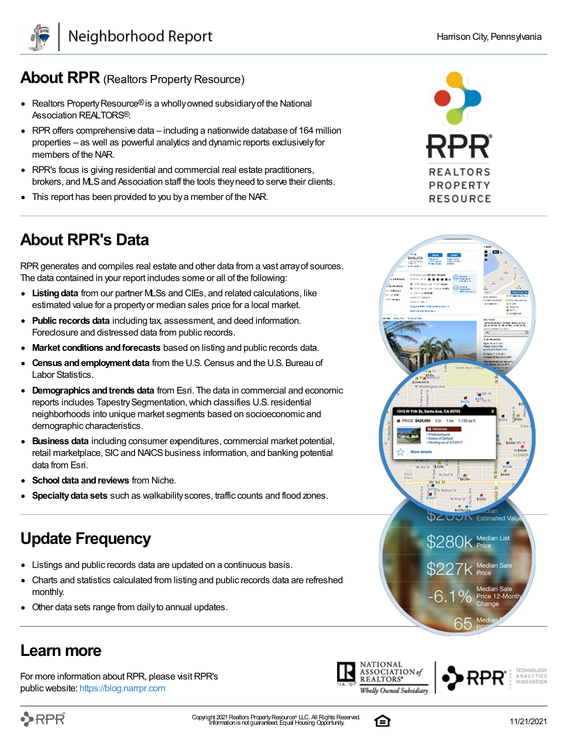## About RPR (Realtors Property Resource)

- Realtors Property Resource® is a wholly owned subsidiary of the National Association REALTORS®.
- RPR offers comprehensive data – including a nationwide database of 164 million properties – as well as powerful analytics and dynamic reports exclusively for members of the NAR.
- RPR's focus is giving residential and commercial real estate practitioners, brokers, and MLS and Association staff the tools they need to serve their clients.
- This report has been provided to you by a member of the NAR.

RPR REALTORS PROPERTY RESOURCE

## About RPR's Data

RPR generates and compiles real estate and other data from a vast array of sources. The data contained in your report includes some or all of the following:

- **Listing data** from our partner MLSs and CIEs, and related calculations, like estimated value for a property or median sales price for a local market.
- **Public records data** including tax, assessment, and deed information. Foreclosure and distressed data from public records.
- **Market conditions and forecasts** based on listing and public records data.
- **Census and employment data** from the U.S. Census and the U.S. Bureau of Labor Statistics.
- **Demographics and trends data** from Esri. The data in commercial and economic reports includes Tapestry Segmentation, which classifies U.S. residential neighborhoods into unique market segments based on socioeconomic and demographic characteristics.
- **Business data** including consumer expenditures, commercial market potential, retail marketplace, SIC and NAICS business information, and banking potential data from Esri.
- **School data and reviews** from Niche.
- **Specialty data sets** such as walkability scores, traffic counts and flood zones.

## Update Frequency

- Listings and public records data are updated on a continuous basis.
- Charts and statistics calculated from listing and public records data are refreshed monthly.
- Other data sets range from daily to annual updates.

## Learn more

For more information about RPR, please visit RPR's public website: https://blog.narrpr.com

NATIONAL ASSOCIATION of REALTORS® Wholly Owned Subsidiary

RPR® TECHNOLOGY ANALYTICS INNOVATION

Copyright 2021 Realtors Property Resource® LLC. All Rights Reserved.
Information is not guaranteed. Equal Housing Opportunity.

11/21/2021